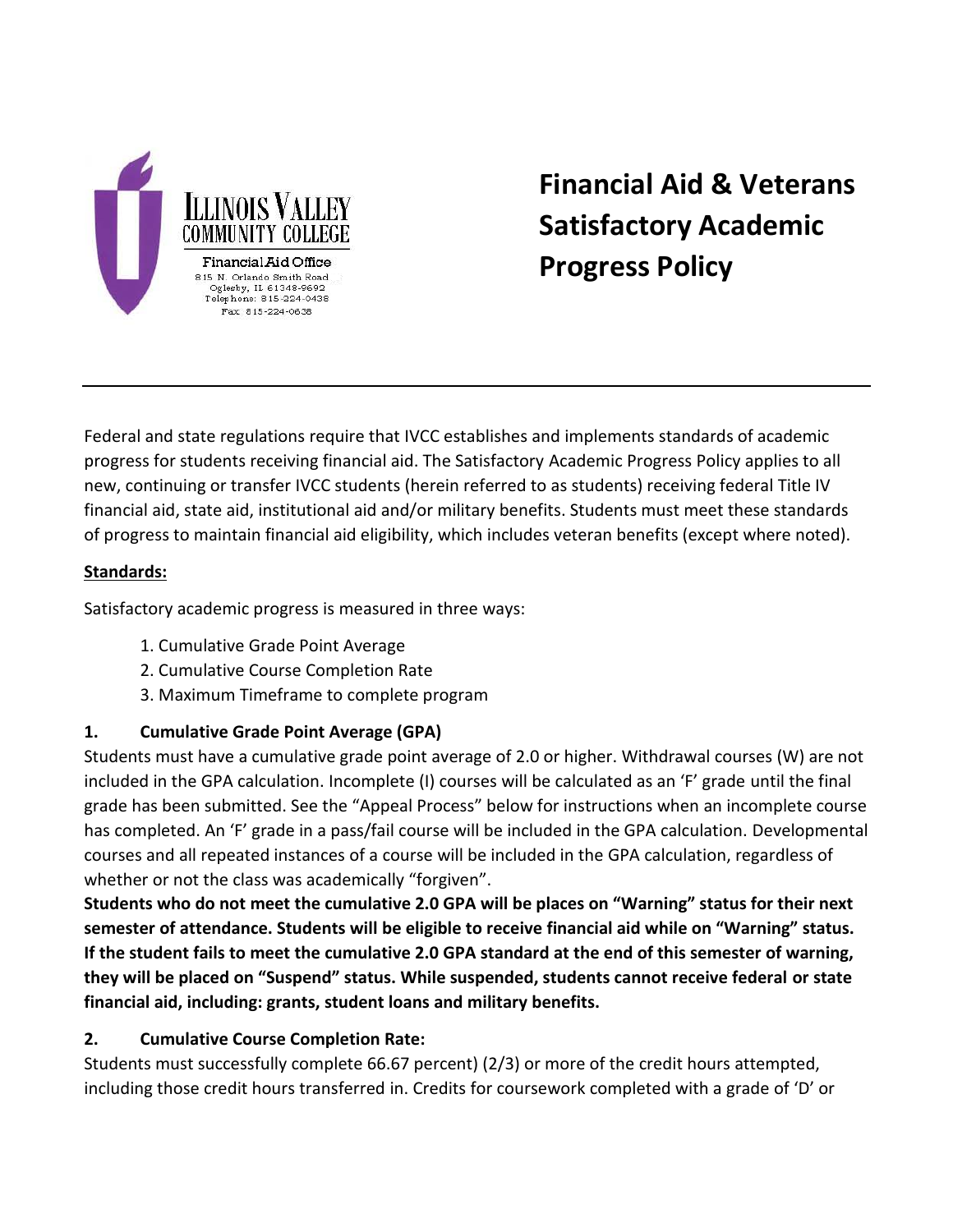Illinois Valley Community College

Financial Aid Office
815 N. Orlando Smith Road
Oglesby, IL 61348-9692
Telephone: 815-224-0438
Fax: 815-224-0638

# Financial Aid & Veterans Satisfactory Academic Progress Policy

---

Federal and state regulations require that IVCC establishes and implements standards of academic progress for students receiving financial aid. The Satisfactory Academic Progress Policy applies to all new, continuing or transfer IVCC students (herein referred to as students) receiving federal Title IV financial aid, state aid, institutional aid and/or military benefits. Students must meet these standards of progress to maintain financial aid eligibility, which includes veteran benefits (except where noted).

**Standards:**

Satisfactory academic progress is measured in three ways:

1. Cumulative Grade Point Average
2. Cumulative Course Completion Rate
3. Maximum Timeframe to complete program

### 1. Cumulative Grade Point Average (GPA)

Students must have a cumulative grade point average of 2.0 or higher. Withdrawal courses (W) are not included in the GPA calculation. Incomplete (I) courses will be calculated as an 'F' grade until the final grade has been submitted. See the "Appeal Process" below for instructions when an incomplete course has completed. An 'F' grade in a pass/fail course will be included in the GPA calculation. Developmental courses and all repeated instances of a course will be included in the GPA calculation, regardless of whether or not the class was academically "forgiven".

**Students who do not meet the cumulative 2.0 GPA will be places on "Warning" status for their next semester of attendance. Students will be eligible to receive financial aid while on "Warning" status. If the student fails to meet the cumulative 2.0 GPA standard at the end of this semester of warning, they will be placed on "Suspend" status. While suspended, students cannot receive federal or state financial aid, including: grants, student loans and military benefits.**

### 2. Cumulative Course Completion Rate:

Students must successfully complete 66.67 percent) (2/3) or more of the credit hours attempted, including those credit hours transferred in. Credits for coursework completed with a grade of 'D' or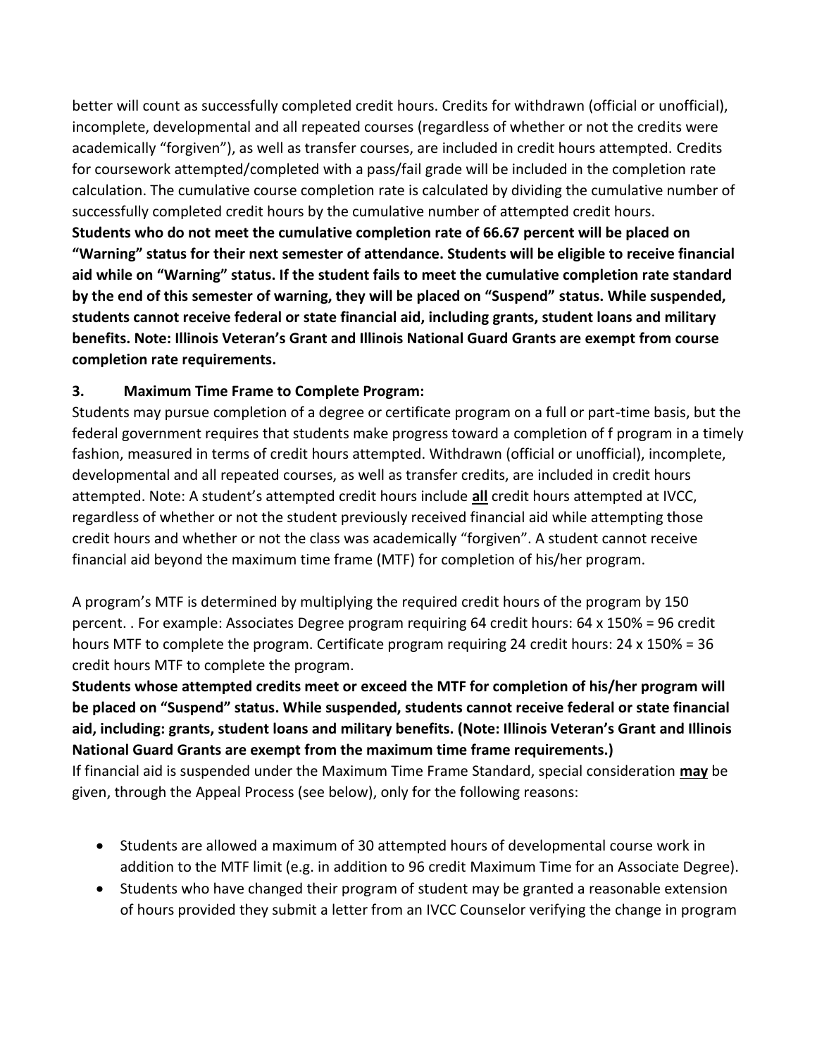better will count as successfully completed credit hours. Credits for withdrawn (official or unofficial), incomplete, developmental and all repeated courses (regardless of whether or not the credits were academically "forgiven"), as well as transfer courses, are included in credit hours attempted. Credits for coursework attempted/completed with a pass/fail grade will be included in the completion rate calculation. The cumulative course completion rate is calculated by dividing the cumulative number of successfully completed credit hours by the cumulative number of attempted credit hours.
**Students who do not meet the cumulative completion rate of 66.67 percent will be placed on "Warning" status for their next semester of attendance. Students will be eligible to receive financial aid while on "Warning" status. If the student fails to meet the cumulative completion rate standard by the end of this semester of warning, they will be placed on "Suspend" status. While suspended, students cannot receive federal or state financial aid, including grants, student loans and military benefits. Note: Illinois Veteran's Grant and Illinois National Guard Grants are exempt from course completion rate requirements.**

**3. Maximum Time Frame to Complete Program:**

Students may pursue completion of a degree or certificate program on a full or part-time basis, but the federal government requires that students make progress toward a completion of f program in a timely fashion, measured in terms of credit hours attempted. Withdrawn (official or unofficial), incomplete, developmental and all repeated courses, as well as transfer credits, are included in credit hours attempted. Note: A student's attempted credit hours include <u>**all**</u> credit hours attempted at IVCC, regardless of whether or not the student previously received financial aid while attempting those credit hours and whether or not the class was academically "forgiven". A student cannot receive financial aid beyond the maximum time frame (MTF) for completion of his/her program.

A program's MTF is determined by multiplying the required credit hours of the program by 150 percent. . For example: Associates Degree program requiring 64 credit hours: 64 x 150% = 96 credit hours MTF to complete the program. Certificate program requiring 24 credit hours: 24 x 150% = 36 credit hours MTF to complete the program.

**Students whose attempted credits meet or exceed the MTF for completion of his/her program will be placed on "Suspend" status. While suspended, students cannot receive federal or state financial aid, including: grants, student loans and military benefits. (Note: Illinois Veteran's Grant and Illinois National Guard Grants are exempt from the maximum time frame requirements.)**

If financial aid is suspended under the Maximum Time Frame Standard, special consideration <u>**may**</u> be given, through the Appeal Process (see below), only for the following reasons:

- Students are allowed a maximum of 30 attempted hours of developmental course work in addition to the MTF limit (e.g. in addition to 96 credit Maximum Time for an Associate Degree).
- Students who have changed their program of student may be granted a reasonable extension of hours provided they submit a letter from an IVCC Counselor verifying the change in program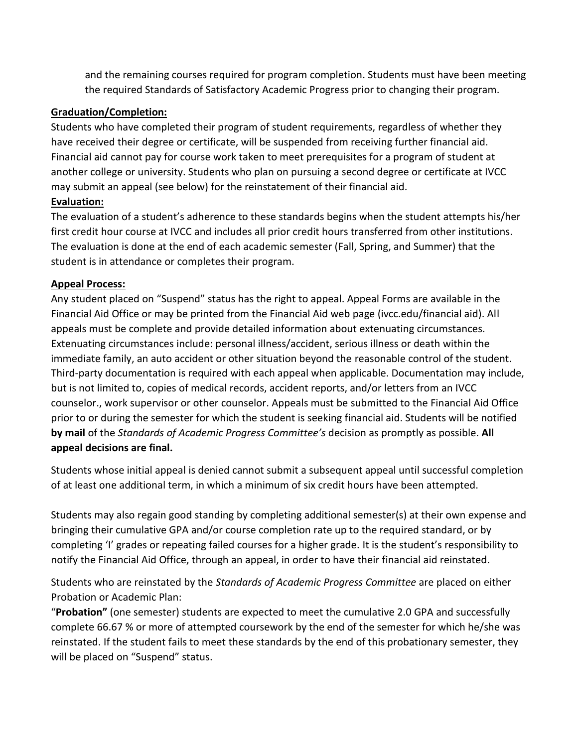and the remaining courses required for program completion. Students must have been meeting the required Standards of Satisfactory Academic Progress prior to changing their program.

**Graduation/Completion:**

Students who have completed their program of student requirements, regardless of whether they have received their degree or certificate, will be suspended from receiving further financial aid. Financial aid cannot pay for course work taken to meet prerequisites for a program of student at another college or university. Students who plan on pursuing a second degree or certificate at IVCC may submit an appeal (see below) for the reinstatement of their financial aid.

**Evaluation:**

The evaluation of a student's adherence to these standards begins when the student attempts his/her first credit hour course at IVCC and includes all prior credit hours transferred from other institutions. The evaluation is done at the end of each academic semester (Fall, Spring, and Summer) that the student is in attendance or completes their program.

**Appeal Process:**

Any student placed on "Suspend" status has the right to appeal. Appeal Forms are available in the Financial Aid Office or may be printed from the Financial Aid web page (ivcc.edu/financial aid). All appeals must be complete and provide detailed information about extenuating circumstances. Extenuating circumstances include: personal illness/accident, serious illness or death within the immediate family, an auto accident or other situation beyond the reasonable control of the student. Third-party documentation is required with each appeal when applicable. Documentation may include, but is not limited to, copies of medical records, accident reports, and/or letters from an IVCC counselor., work supervisor or other counselor. Appeals must be submitted to the Financial Aid Office prior to or during the semester for which the student is seeking financial aid. Students will be notified **by mail** of the *Standards of Academic Progress Committee's* decision as promptly as possible. **All appeal decisions are final.**

Students whose initial appeal is denied cannot submit a subsequent appeal until successful completion of at least one additional term, in which a minimum of six credit hours have been attempted.

Students may also regain good standing by completing additional semester(s) at their own expense and bringing their cumulative GPA and/or course completion rate up to the required standard, or by completing 'I' grades or repeating failed courses for a higher grade. It is the student's responsibility to notify the Financial Aid Office, through an appeal, in order to have their financial aid reinstated.

Students who are reinstated by the *Standards of Academic Progress Committee* are placed on either Probation or Academic Plan:

"**Probation"** (one semester) students are expected to meet the cumulative 2.0 GPA and successfully complete 66.67 % or more of attempted coursework by the end of the semester for which he/she was reinstated. If the student fails to meet these standards by the end of this probationary semester, they will be placed on "Suspend" status.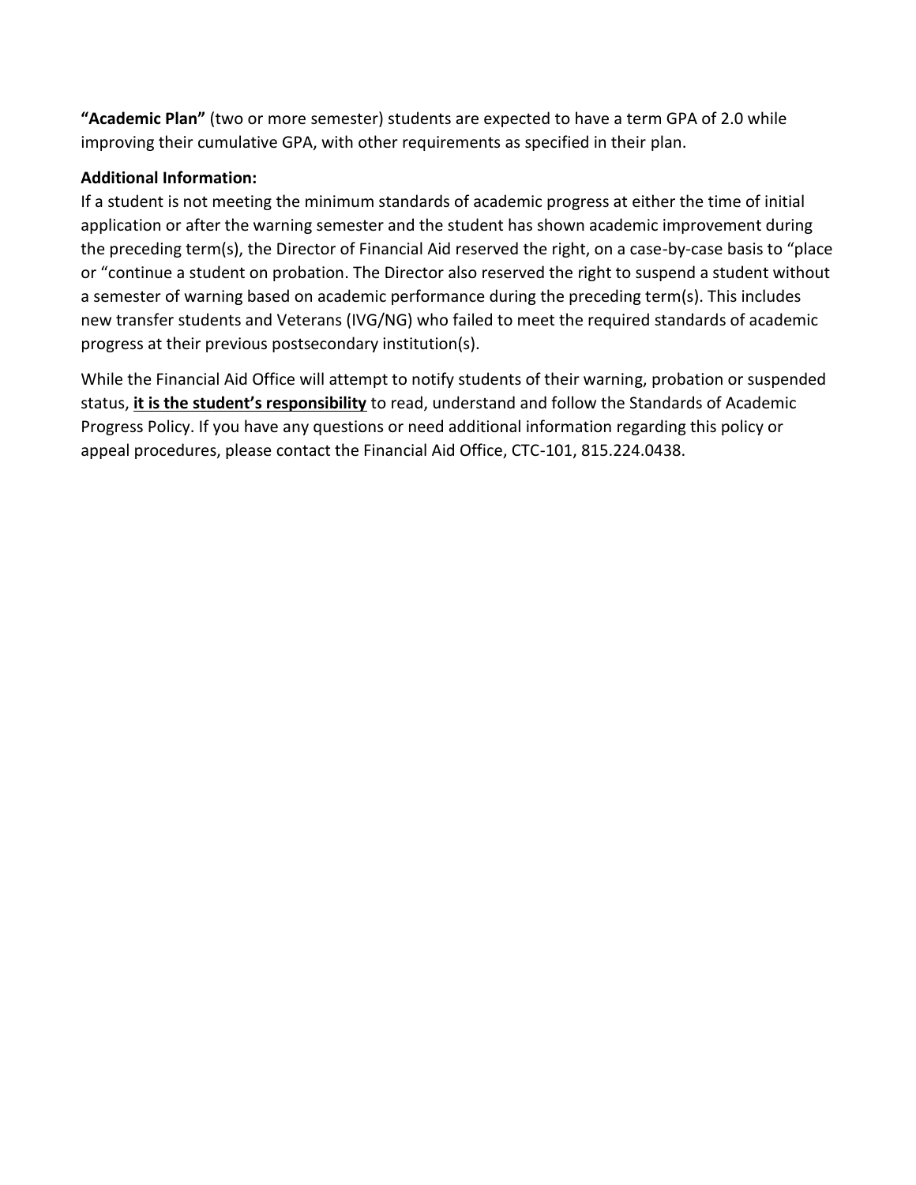**"Academic Plan"** (two or more semester) students are expected to have a term GPA of 2.0 while improving their cumulative GPA, with other requirements as specified in their plan.

**Additional Information:**
If a student is not meeting the minimum standards of academic progress at either the time of initial application or after the warning semester and the student has shown academic improvement during the preceding term(s), the Director of Financial Aid reserved the right, on a case-by-case basis to "place or "continue a student on probation. The Director also reserved the right to suspend a student without a semester of warning based on academic performance during the preceding term(s). This includes new transfer students and Veterans (IVG/NG) who failed to meet the required standards of academic progress at their previous postsecondary institution(s).

While the Financial Aid Office will attempt to notify students of their warning, probation or suspended status, **it is the student's responsibility** to read, understand and follow the Standards of Academic Progress Policy. If you have any questions or need additional information regarding this policy or appeal procedures, please contact the Financial Aid Office, CTC-101, 815.224.0438.